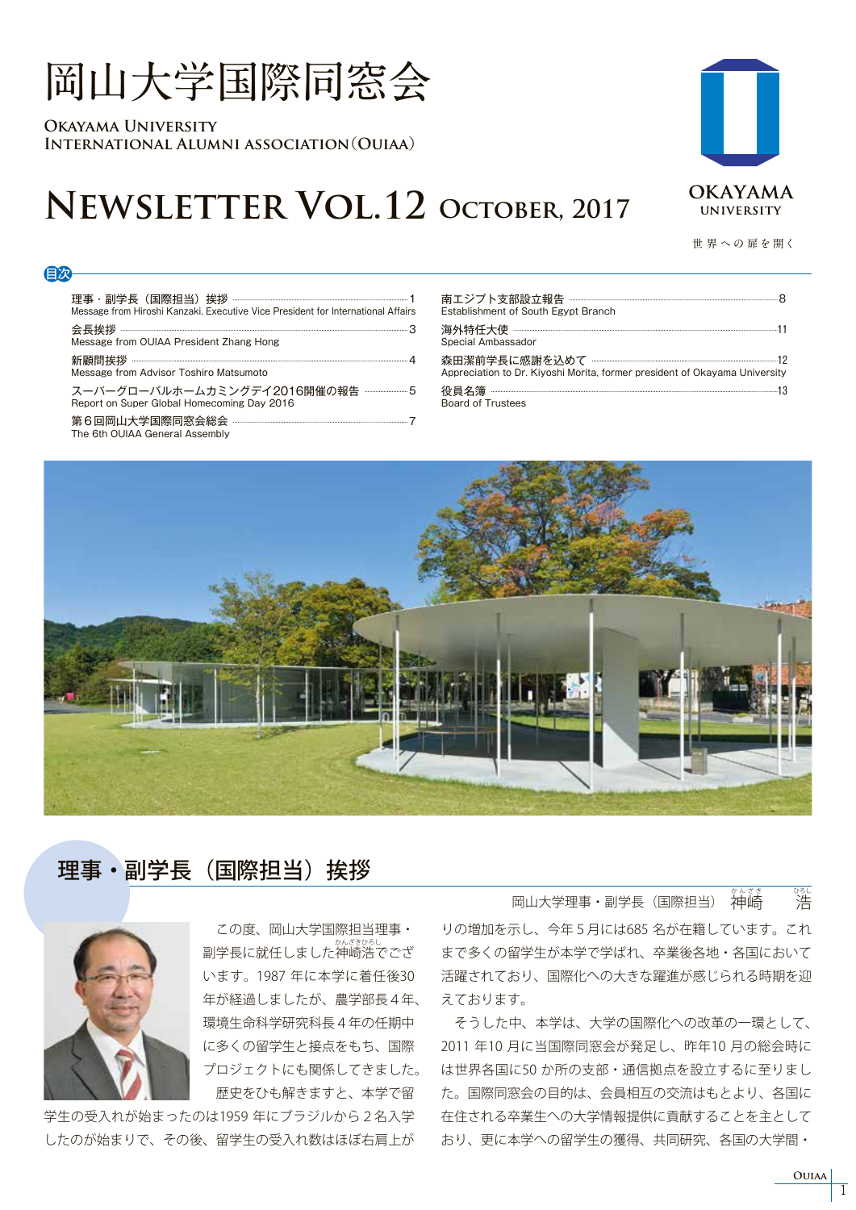# 岡山大学国際同窓会

**OKAYAMA UNIVERSITY**
**INTERNATIONAL ALUMNI ASSOCIATION（OUIAA）**

# NEWSLETTER VOL.12 OCTOBER, 2017

OKAYAMA UNIVERSITY

世界への扉を開く

## 目次

| | |
|---|---|
| 理事・副学長（国際担当）挨拶 Message from Hiroshi Kanzaki, Executive Vice President for International Affairs | 1 |
| 会長挨拶 Message from OUIAA President Zhang Hong | 3 |
| 新顧問挨拶 Message from Advisor Toshiro Matsumoto | 4 |
| スーパーグローバルホームカミングデイ2016開催の報告 Report on Super Global Homecoming Day 2016 | 5 |
| 第６回岡山大学国際同窓会総会 The 6th OUIAA General Assembly | 7 |
| 南エジプト支部設立報告 Establishment of South Egypt Branch | 8 |
| 海外特任大使 Special Ambassador | 11 |
| 森田潔前学長に感謝を込めて Appreciation to Dr. Kiyoshi Morita, former president of Okayama University | 12 |
| 役員名簿 Board of Trustees | 13 |

## 理事・副学長（国際担当）挨拶

岡山大学理事・副学長（国際担当）神崎　浩

この度、岡山大学国際担当理事・副学長に就任しました神崎浩でございます。1987 年に本学に着任後30 年が経過しましたが、農学部長４年、環境生命科学研究科長４年の任期中に多くの留学生と接点をもち、国際プロジェクトにも関係してきました。

歴史をひも解きますと、本学で留学生の受入れが始まったのは1959 年にブラジルから２名入学したのが始まりで、その後、留学生の受入れ数はほぼ右肩上がりの増加を示し、今年５月には685 名が在籍しています。これまで多くの留学生が本学で学ばれ、卒業後各地・各国において活躍されており、国際化への大きな躍進が感じられる時期を迎えております。

そうした中、本学は、大学の国際化への改革の一環として、2011 年10 月に当国際同窓会が発足し、昨年10 月の総会時には世界各国に50 か所の支部・通信拠点を設立するに至りました。国際同窓会の目的は、会員相互の交流はもとより、各国に在住される卒業生への大学情報提供に貢献することを主としており、更に本学への留学生の獲得、共同研究、各国の大学間・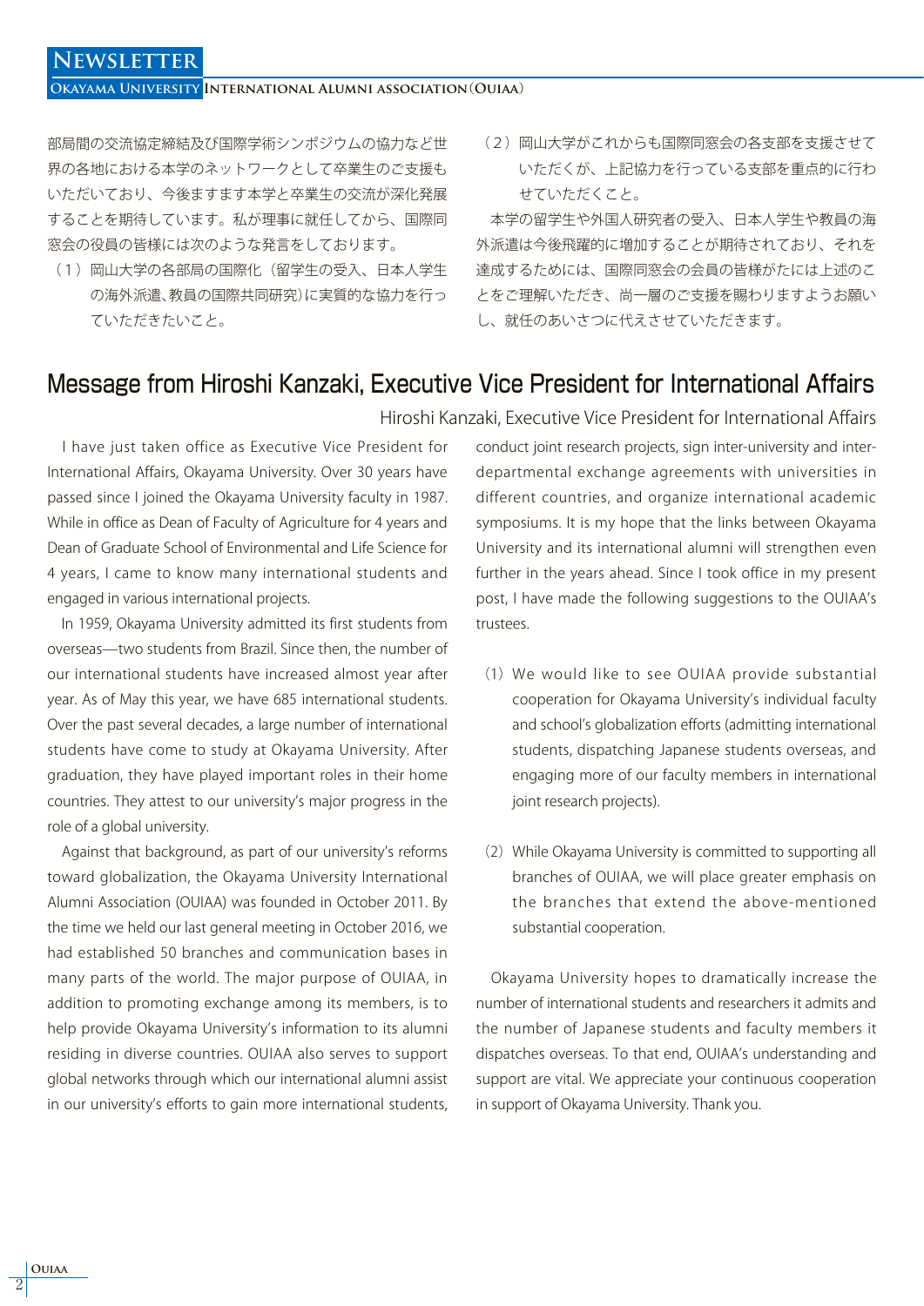部局間の交流協定締結及び国際学術シンポジウムの協力など世界の各地における本学のネットワークとして卒業生のご支援もいただいており、今後ますます本学と卒業生の交流が深化発展することを期待しています。私が理事に就任してから、国際同窓会の役員の皆様には次のような発言をしております。

（1）岡山大学の各部局の国際化（留学生の受入、日本人学生の海外派遣、教員の国際共同研究）に実質的な協力を行っていただきたいこと。

（2）岡山大学がこれからも国際同窓会の各支部を支援させていただくが、上記協力を行っている支部を重点的に行わせていただくこと。

本学の留学生や外国人研究者の受入、日本人学生や教員の海外派遣は今後飛躍的に増加することが期待されており、それを達成するためには、国際同窓会の会員の皆様がたには上述のことをご理解いただき、尚一層のご支援を賜わりますようお願いし、就任のあいさつに代えさせていただきます。

## Message from Hiroshi Kanzaki, Executive Vice President for International Affairs

Hiroshi Kanzaki, Executive Vice President for International Affairs

I have just taken office as Executive Vice President for International Affairs, Okayama University. Over 30 years have passed since I joined the Okayama University faculty in 1987. While in office as Dean of Faculty of Agriculture for 4 years and Dean of Graduate School of Environmental and Life Science for 4 years, I came to know many international students and engaged in various international projects.

In 1959, Okayama University admitted its first students from overseas—two students from Brazil. Since then, the number of our international students have increased almost year after year. As of May this year, we have 685 international students. Over the past several decades, a large number of international students have come to study at Okayama University. After graduation, they have played important roles in their home countries. They attest to our university's major progress in the role of a global university.

Against that background, as part of our university's reforms toward globalization, the Okayama University International Alumni Association (OUIAA) was founded in October 2011. By the time we held our last general meeting in October 2016, we had established 50 branches and communication bases in many parts of the world. The major purpose of OUIAA, in addition to promoting exchange among its members, is to help provide Okayama University's information to its alumni residing in diverse countries. OUIAA also serves to support global networks through which our international alumni assist in our university's efforts to gain more international students, conduct joint research projects, sign inter-university and inter-departmental exchange agreements with universities in different countries, and organize international academic symposiums. It is my hope that the links between Okayama University and its international alumni will strengthen even further in the years ahead. Since I took office in my present post, I have made the following suggestions to the OUIAA's trustees.

(1) We would like to see OUIAA provide substantial cooperation for Okayama University's individual faculty and school's globalization efforts (admitting international students, dispatching Japanese students overseas, and engaging more of our faculty members in international joint research projects).

(2) While Okayama University is committed to supporting all branches of OUIAA, we will place greater emphasis on the branches that extend the above-mentioned substantial cooperation.

Okayama University hopes to dramatically increase the number of international students and researchers it admits and the number of Japanese students and faculty members it dispatches overseas. To that end, OUIAA's understanding and support are vital. We appreciate your continuous cooperation in support of Okayama University. Thank you.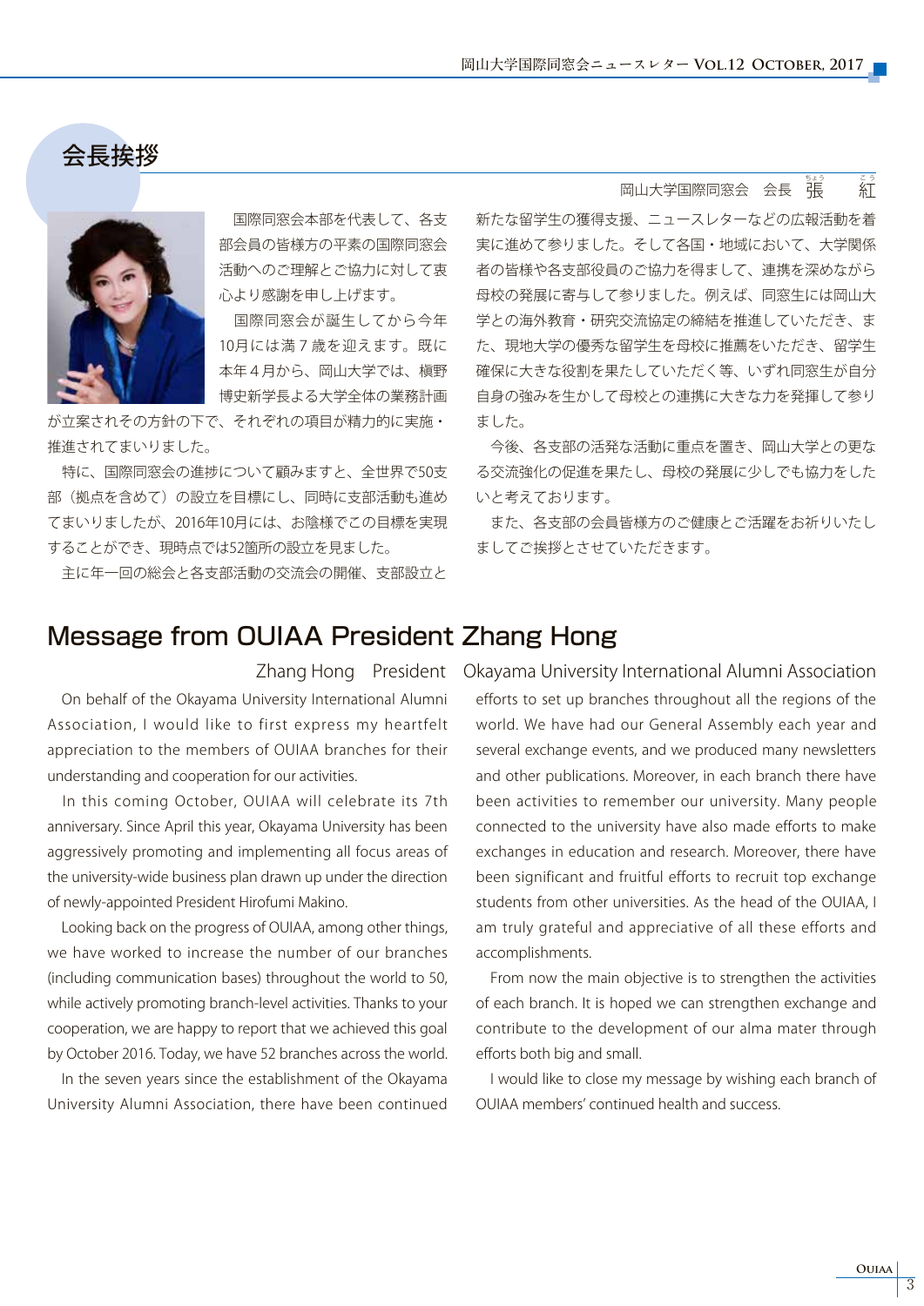## 会長挨拶

岡山大学国際同窓会　会長　張　紅

国際同窓会本部を代表して、各支部会員の皆様方の平素の国際同窓会活動へのご理解とご協力に対して衷心より感謝を申し上げます。

国際同窓会が誕生してから今年10月には満７歳を迎えます。既に本年４月から、岡山大学では、槇野博史新学長よる大学全体の業務計画が立案されその方針の下で、それぞれの項目が精力的に実施・推進されてまいりました。

特に、国際同窓会の進捗について顧みますと、全世界で50支部（拠点を含めて）の設立を目標にし、同時に支部活動も進めてまいりましたが、2016年10月には、お陰様でこの目標を実現することができ、現時点では52箇所の設立を見ました。

主に年一回の総会と各支部活動の交流会の開催、支部設立と新たな留学生の獲得支援、ニュースレターなどの広報活動を着実に進めて参りました。そして各国・地域において、大学関係者の皆様や各支部役員のご協力を得まして、連携を深めながら母校の発展に寄与して参りました。例えば、同窓生には岡山大学との海外教育・研究交流協定の締結を推進していただき、また、現地大学の優秀な留学生を母校に推薦をいただき、留学生確保に大きな役割を果たしていただく等、いずれ同窓生が自分自身の強みを生かして母校との連携に大きな力を発揮して参りました。

今後、各支部の活発な活動に重点を置き、岡山大学との更なる交流強化の促進を果たし、母校の発展に少しでも協力をしたいと考えております。

また、各支部の会員皆様方のご健康とご活躍をお祈りいたしましてご挨拶とさせていただきます。

## Message from OUIAA President Zhang Hong

Zhang Hong　President　Okayama University International Alumni Association

On behalf of the Okayama University International Alumni Association, I would like to first express my heartfelt appreciation to the members of OUIAA branches for their understanding and cooperation for our activities.

In this coming October, OUIAA will celebrate its 7th anniversary. Since April this year, Okayama University has been aggressively promoting and implementing all focus areas of the university-wide business plan drawn up under the direction of newly-appointed President Hirofumi Makino.

Looking back on the progress of OUIAA, among other things, we have worked to increase the number of our branches (including communication bases) throughout the world to 50, while actively promoting branch-level activities. Thanks to your cooperation, we are happy to report that we achieved this goal by October 2016. Today, we have 52 branches across the world.

In the seven years since the establishment of the Okayama University Alumni Association, there have been continued efforts to set up branches throughout all the regions of the world. We have had our General Assembly each year and several exchange events, and we produced many newsletters and other publications. Moreover, in each branch there have been activities to remember our university. Many people connected to the university have also made efforts to make exchanges in education and research. Moreover, there have been significant and fruitful efforts to recruit top exchange students from other universities. As the head of the OUIAA, I am truly grateful and appreciative of all these efforts and accomplishments.

From now the main objective is to strengthen the activities of each branch. It is hoped we can strengthen exchange and contribute to the development of our alma mater through efforts both big and small.

I would like to close my message by wishing each branch of OUIAA members' continued health and success.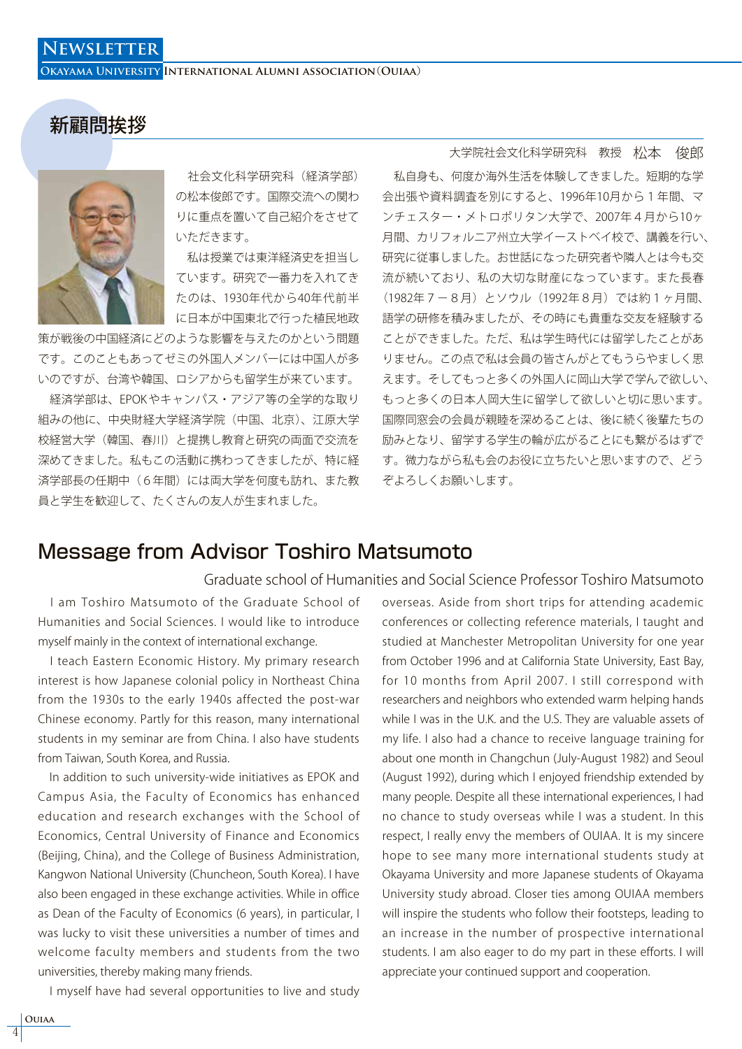## 新顧問挨拶

大学院社会文化科学研究科　教授　松本　俊郎

社会文化科学研究科（経済学部）の松本俊郎です。国際交流への関わりに重点を置いて自己紹介をさせていただきます。

私は授業では東洋経済史を担当しています。研究で一番力を入れてきたのは、1930年代から40年代前半に日本が中国東北で行った植民地政策が戦後の中国経済にどのような影響を与えたのかという問題です。このこともあってゼミの外国人メンバーには中国人が多いのですが、台湾や韓国、ロシアからも留学生が来ています。

経済学部は、EPOKやキャンパス・アジア等の全学的な取り組みの他に、中央財経大学経済学院（中国、北京）、江原大学校経営大学（韓国、春川）と提携し教育と研究の両面で交流を深めてきました。私もこの活動に携わってきましたが、特に経済学部長の任期中（６年間）には両大学を何度も訪れ、また教員と学生を歓迎して、たくさんの友人が生まれました。

私自身も、何度か海外生活を体験してきました。短期的な学会出張や資料調査を別にすると、1996年10月から１年間、マンチェスター・メトロポリタン大学で、2007年４月から10ヶ月間、カリフォルニア州立大学イーストベイ校で、講義を行い、研究に従事しました。お世話になった研究者や隣人とは今も交流が続いており、私の大切な財産になっています。また長春（1982年７－８月）とソウル（1992年８月）では約１ヶ月間、語学の研修を積みましたが、その時にも貴重な交友を経験することができました。ただ、私は学生時代には留学したことがありません。この点で私は会員の皆さんがとてもうらやましく思えます。そしてもっと多くの外国人に岡山大学で学んで欲しい、もっと多くの日本人岡大生に留学して欲しいと切に思います。国際同窓会の会員が親睦を深めることは、後に続く後輩たちの励みとなり、留学する学生の輪が広がることにも繋がるはずです。微力ながら私も会のお役に立ちたいと思いますので、どうぞよろしくお願いします。

## Message from Advisor Toshiro Matsumoto

Graduate school of Humanities and Social Science Professor Toshiro Matsumoto

I am Toshiro Matsumoto of the Graduate School of Humanities and Social Sciences. I would like to introduce myself mainly in the context of international exchange.

I teach Eastern Economic History. My primary research interest is how Japanese colonial policy in Northeast China from the 1930s to the early 1940s affected the post-war Chinese economy. Partly for this reason, many international students in my seminar are from China. I also have students from Taiwan, South Korea, and Russia.

In addition to such university-wide initiatives as EPOK and Campus Asia, the Faculty of Economics has enhanced education and research exchanges with the School of Economics, Central University of Finance and Economics (Beijing, China), and the College of Business Administration, Kangwon National University (Chuncheon, South Korea). I have also been engaged in these exchange activities. While in office as Dean of the Faculty of Economics (6 years), in particular, I was lucky to visit these universities a number of times and welcome faculty members and students from the two universities, thereby making many friends.

I myself have had several opportunities to live and study overseas. Aside from short trips for attending academic conferences or collecting reference materials, I taught and studied at Manchester Metropolitan University for one year from October 1996 and at California State University, East Bay, for 10 months from April 2007. I still correspond with researchers and neighbors who extended warm helping hands while I was in the U.K. and the U.S. They are valuable assets of my life. I also had a chance to receive language training for about one month in Changchun (July-August 1982) and Seoul (August 1992), during which I enjoyed friendship extended by many people. Despite all these international experiences, I had no chance to study overseas while I was a student. In this respect, I really envy the members of OUIAA. It is my sincere hope to see many more international students study at Okayama University and more Japanese students of Okayama University study abroad. Closer ties among OUIAA members will inspire the students who follow their footsteps, leading to an increase in the number of prospective international students. I am also eager to do my part in these efforts. I will appreciate your continued support and cooperation.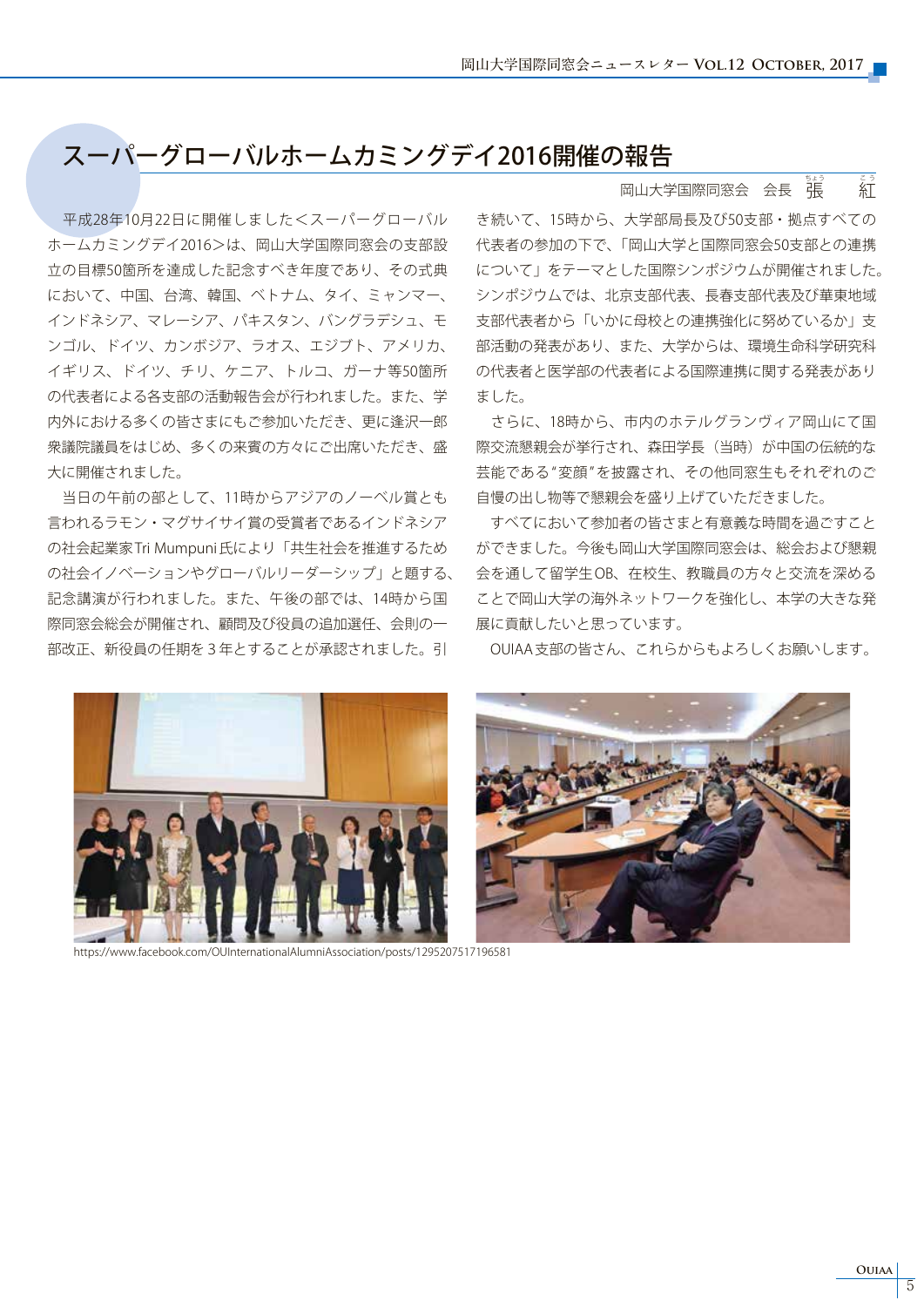# スーパーグローバルホームカミングデイ2016開催の報告

岡山大学国際同窓会　会長　張　紅

平成28年10月22日に開催しました＜スーパーグローバルホームカミングデイ2016＞は、岡山大学国際同窓会の支部設立の目標50箇所を達成した記念すべき年度であり、その式典において、中国、台湾、韓国、ベトナム、タイ、ミャンマー、インドネシア、マレーシア、パキスタン、バングラデシュ、モンゴル、ドイツ、カンボジア、ラオス、エジプト、アメリカ、イギリス、ドイツ、チリ、ケニア、トルコ、ガーナ等50箇所の代表者による各支部の活動報告会が行われました。また、学内外における多くの皆さまにもご参加いただき、更に逢沢一郎衆議院議員をはじめ、多くの来賓の方々にご出席いただき、盛大に開催されました。

当日の午前の部として、11時からアジアのノーベル賞とも言われるラモン・マグサイサイ賞の受賞者であるインドネシアの社会起業家Tri Mumpuni氏により「共生社会を推進するための社会イノベーションやグローバルリーダーシップ」と題する、記念講演が行われました。また、午後の部では、14時から国際同窓会総会が開催され、顧問及び役員の追加選任、会則の一部改正、新役員の任期を３年とすることが承認されました。引き続いて、15時から、大学部局長及び50支部・拠点すべての代表者の参加の下で、「岡山大学と国際同窓会50支部との連携について」をテーマとした国際シンポジウムが開催されました。シンポジウムでは、北京支部代表、長春支部代表及び華東地域支部代表者から「いかに母校との連携強化に努めているか」支部活動の発表があり、また、大学からは、環境生命科学研究科の代表者と医学部の代表者による国際連携に関する発表がありました。

さらに、18時から、市内のホテルグランヴィア岡山にて国際交流懇親会が挙行され、森田学長（当時）が中国の伝統的な芸能である"変顔"を披露され、その他同窓生もそれぞれのご自慢の出し物等で懇親会を盛り上げていただきました。

すべてにおいて参加者の皆さまと有意義な時間を過ごすことができました。今後も岡山大学国際同窓会は、総会および懇親会を通して留学生OB、在校生、教職員の方々と交流を深めることで岡山大学の海外ネットワークを強化し、本学の大きな発展に貢献したいと思っています。

OUIAA支部の皆さん、これらからもよろしくお願いします。

https://www.facebook.com/OUInternationalAlumniAssociation/posts/1295207517196581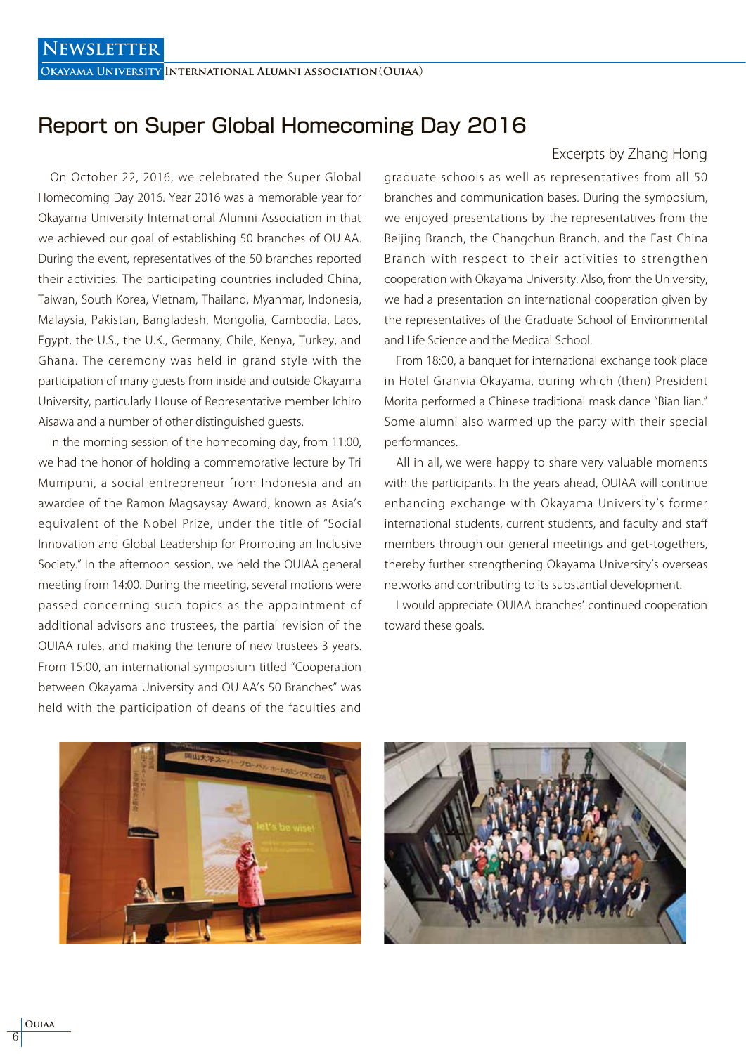# Report on Super Global Homecoming Day 2016

Excerpts by Zhang Hong

On October 22, 2016, we celebrated the Super Global Homecoming Day 2016. Year 2016 was a memorable year for Okayama University International Alumni Association in that we achieved our goal of establishing 50 branches of OUIAA. During the event, representatives of the 50 branches reported their activities. The participating countries included China, Taiwan, South Korea, Vietnam, Thailand, Myanmar, Indonesia, Malaysia, Pakistan, Bangladesh, Mongolia, Cambodia, Laos, Egypt, the U.S., the U.K., Germany, Chile, Kenya, Turkey, and Ghana. The ceremony was held in grand style with the participation of many guests from inside and outside Okayama University, particularly House of Representative member Ichiro Aisawa and a number of other distinguished guests.

In the morning session of the homecoming day, from 11:00, we had the honor of holding a commemorative lecture by Tri Mumpuni, a social entrepreneur from Indonesia and an awardee of the Ramon Magsaysay Award, known as Asia's equivalent of the Nobel Prize, under the title of "Social Innovation and Global Leadership for Promoting an Inclusive Society." In the afternoon session, we held the OUIAA general meeting from 14:00. During the meeting, several motions were passed concerning such topics as the appointment of additional advisors and trustees, the partial revision of the OUIAA rules, and making the tenure of new trustees 3 years. From 15:00, an international symposium titled "Cooperation between Okayama University and OUIAA's 50 Branches" was held with the participation of deans of the faculties and graduate schools as well as representatives from all 50 branches and communication bases. During the symposium, we enjoyed presentations by the representatives from the Beijing Branch, the Changchun Branch, and the East China Branch with respect to their activities to strengthen cooperation with Okayama University. Also, from the University, we had a presentation on international cooperation given by the representatives of the Graduate School of Environmental and Life Science and the Medical School.

From 18:00, a banquet for international exchange took place in Hotel Granvia Okayama, during which (then) President Morita performed a Chinese traditional mask dance "Bian lian." Some alumni also warmed up the party with their special performances.

All in all, we were happy to share very valuable moments with the participants. In the years ahead, OUIAA will continue enhancing exchange with Okayama University's former international students, current students, and faculty and staff members through our general meetings and get-togethers, thereby further strengthening Okayama University's overseas networks and contributing to its substantial development.

I would appreciate OUIAA branches' continued cooperation toward these goals.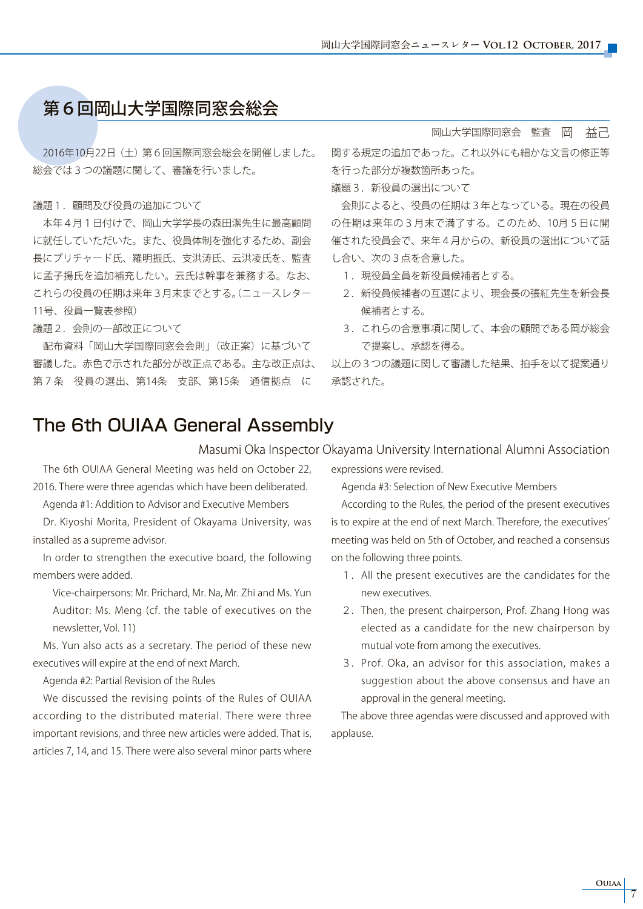# 第６回岡山大学国際同窓会総会

岡山大学国際同窓会　監査　岡　益己

2016年10月22日（土）第６回国際同窓会総会を開催しました。総会では３つの議題に関して、審議を行いました。

議題１．顧問及び役員の追加について

本年４月１日付けで、岡山大学学長の森田潔先生に最高顧問に就任していただいた。また、役員体制を強化するため、副会長にプリチャード氏、羅明振氏、支洪涛氏、云洪凌氏を、監査に孟子揚氏を追加補充したい。云氏は幹事を兼務する。なお、これらの役員の任期は来年３月末までとする。（ニュースレター11号、役員一覧表参照）

議題２．会則の一部改正について

配布資料「岡山大学国際同窓会会則」（改正案）に基づいて審議した。赤色で示された部分が改正点である。主な改正点は、第７条　役員の選出、第14条　支部、第15条　通信拠点　に関する規定の追加であった。これ以外にも細かな文言の修正等を行った部分が複数箇所あった。

議題３．新役員の選出について

会則によると、役員の任期は３年となっている。現在の役員の任期は来年の３月末で満了する。このため、10月５日に開催された役員会で、来年４月からの、新役員の選出について話し合い、次の３点を合意した。

1．現役員全員を新役員候補者とする。
2．新役員候補者の互選により、現会長の張紅先生を新会長候補者とする。
3．これらの合意事項に関して、本会の顧問である岡が総会で提案し、承認を得る。

以上の３つの議題に関して審議した結果、拍手を以て提案通り承認された。

# The 6th OUIAA General Assembly

Masumi Oka Inspector Okayama University International Alumni Association

The 6th OUIAA General Meeting was held on October 22, 2016. There were three agendas which have been deliberated.

Agenda #1: Addition to Advisor and Executive Members

Dr. Kiyoshi Morita, President of Okayama University, was installed as a supreme advisor.

In order to strengthen the executive board, the following members were added.

Vice-chairpersons: Mr. Prichard, Mr. Na, Mr. Zhi and Ms. Yun
Auditor: Ms. Meng (cf. the table of executives on the newsletter, Vol. 11)

Ms. Yun also acts as a secretary. The period of these new executives will expire at the end of next March.

Agenda #2: Partial Revision of the Rules

We discussed the revising points of the Rules of OUIAA according to the distributed material. There were three important revisions, and three new articles were added. That is, articles 7, 14, and 15. There were also several minor parts where expressions were revised.

Agenda #3: Selection of New Executive Members

According to the Rules, the period of the present executives is to expire at the end of next March. Therefore, the executives' meeting was held on 5th of October, and reached a consensus on the following three points.

1. All the present executives are the candidates for the new executives.
2. Then, the present chairperson, Prof. Zhang Hong was elected as a candidate for the new chairperson by mutual vote from among the executives.
3. Prof. Oka, an advisor for this association, makes a suggestion about the above consensus and have an approval in the general meeting.

The above three agendas were discussed and approved with applause.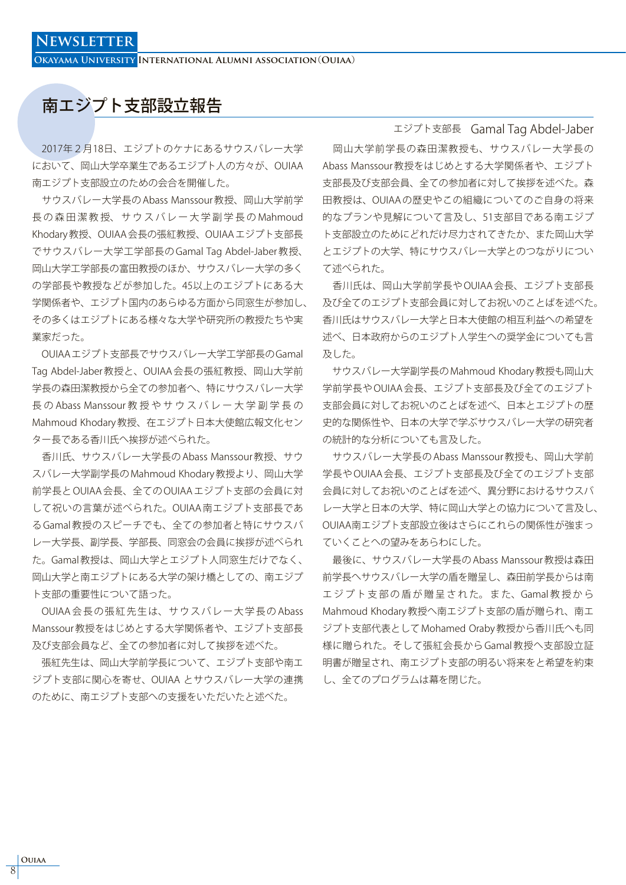# 南エジプト支部設立報告

エジプト支部長　Gamal Tag Abdel-Jaber

2017年２月18日、エジプトのケナにあるサウスバレー大学において、岡山大学卒業生であるエジプト人の方々が、OUIAA南エジプト支部設立のための会合を開催した。

サウスバレー大学学長のAbass Manssour教授、岡山大学前学長の森田潔教授、サウスバレー大学副学長のMahmoud Khodary教授、OUIAA会長の張紅教授、OUIAAエジプト支部長でサウスバレー大学工学部長のGamal Tag Abdel-Jaber教授、岡山大学工学部長の富田教授のほか、サウスバレー大学の多くの学部長や教授などが参加した。45以上のエジプトにある大学関係者や、エジプト国内のあらゆる方面から同窓生が参加し、その多くはエジプトにある様々な大学や研究所の教授たちや実業家だった。

OUIAAエジプト支部長でサウスバレー大学工学部長のGamal Tag Abdel-Jaber教授と、OUIAA会長の張紅教授、岡山大学前学長の森田潔教授から全ての参加者へ、特にサウスバレー大学長のAbass Manssour教授やサウスバレー大学副学長のMahmoud Khodary教授、在エジプト日本大使館広報文化センター長である香川氏へ挨拶が述べられた。

香川氏、サウスバレー大学長のAbass Manssour教授、サウスバレー大学副学長のMahmoud Khodary教授より、岡山大学前学長とOUIAA会長、全てのOUIAAエジプト支部の会員に対して祝いの言葉が述べられた。OUIAA南エジプト支部長であるGamal教授のスピーチでも、全ての参加者と特にサウスバレー大学長、副学長、学部長、同窓会の会員に挨拶が述べられた。Gamal教授は、岡山大学とエジプト人同窓生だけでなく、岡山大学と南エジプトにある大学の架け橋としての、南エジプト支部の重要性について語った。

OUIAA会長の張紅先生は、サウスバレー大学長のAbass Manssour教授をはじめとする大学関係者や、エジプト支部長及び支部会員など、全ての参加者に対して挨拶を述べた。

張紅先生は、岡山大学前学長について、エジプト支部や南エジプト支部に関心を寄せ、OUIAA とサウスバレー大学の連携のために、南エジプト支部への支援をいただいたと述べた。

岡山大学前学長の森田潔教授も、サウスバレー大学長のAbass Manssour教授をはじめとする大学関係者や、エジプト支部長及び支部会員、全ての参加者に対して挨拶を述べた。森田教授は、OUIAAの歴史やこの組織についてのご自身の将来的なプランや見解について言及し、51支部目である南エジプト支部設立のためにどれだけ尽力されてきたか、また岡山大学とエジプトの大学、特にサウスバレー大学とのつながりについて述べられた。

香川氏は、岡山大学前学長やOUIAA会長、エジプト支部長及び全てのエジプト支部会員に対してお祝いのことばを述べた。香川氏はサウスバレー大学と日本大使館の相互利益への希望を述べ、日本政府からのエジプト人学生への奨学金についても言及した。

サウスバレー大学副学長のMahmoud Khodary教授も岡山大学前学長やOUIAA会長、エジプト支部長及び全てのエジプト支部会員に対してお祝いのことばを述べ、日本とエジプトの歴史的な関係性や、日本の大学で学ぶサウスバレー大学の研究者の統計的な分析についても言及した。

サウスバレー大学長のAbass Manssour教授も、岡山大学前学長やOUIAA会長、エジプト支部長及び全てのエジプト支部会員に対してお祝いのことばを述べ、異分野におけるサウスバレー大学と日本の大学、特に岡山大学との協力について言及し、OUIAA南エジプト支部設立後はさらにこれらの関係性が強まっていくことへの望みをあらわにした。

最後に、サウスバレー大学長のAbass Manssour教授は森田前学長へサウスバレー大学の盾を贈呈し、森田前学長からは南エジプト支部の盾が贈呈された。また、Gamal教授からMahmoud Khodary教授へ南エジプト支部の盾が贈られ、南エジプト支部代表としてMohamed Oraby教授から香川氏へも同様に贈られた。そして張紅会長からGamal教授へ支部設立証明書が贈呈され、南エジプト支部の明るい将来をと希望を約束し、全てのプログラムは幕を閉じた。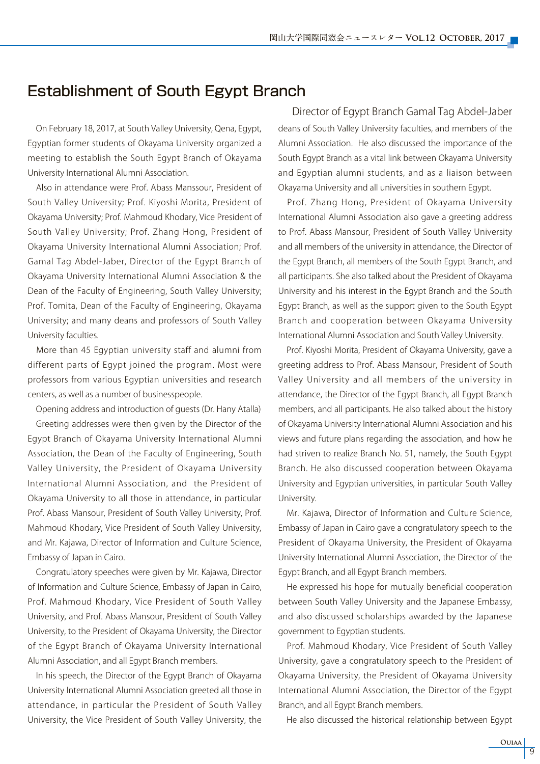# Establishment of South Egypt Branch

Director of Egypt Branch Gamal Tag Abdel-Jaber

On February 18, 2017, at South Valley University, Qena, Egypt, Egyptian former students of Okayama University organized a meeting to establish the South Egypt Branch of Okayama University International Alumni Association.

Also in attendance were Prof. Abass Manssour, President of South Valley University; Prof. Kiyoshi Morita, President of Okayama University; Prof. Mahmoud Khodary, Vice President of South Valley University; Prof. Zhang Hong, President of Okayama University International Alumni Association; Prof. Gamal Tag Abdel-Jaber, Director of the Egypt Branch of Okayama University International Alumni Association & the Dean of the Faculty of Engineering, South Valley University; Prof. Tomita, Dean of the Faculty of Engineering, Okayama University; and many deans and professors of South Valley University faculties.

More than 45 Egyptian university staff and alumni from different parts of Egypt joined the program. Most were professors from various Egyptian universities and research centers, as well as a number of businesspeople.

Opening address and introduction of guests (Dr. Hany Atalla)

Greeting addresses were then given by the Director of the Egypt Branch of Okayama University International Alumni Association, the Dean of the Faculty of Engineering, South Valley University, the President of Okayama University International Alumni Association, and the President of Okayama University to all those in attendance, in particular Prof. Abass Mansour, President of South Valley University, Prof. Mahmoud Khodary, Vice President of South Valley University, and Mr. Kajawa, Director of Information and Culture Science, Embassy of Japan in Cairo.

Congratulatory speeches were given by Mr. Kajawa, Director of Information and Culture Science, Embassy of Japan in Cairo, Prof. Mahmoud Khodary, Vice President of South Valley University, and Prof. Abass Mansour, President of South Valley University, to the President of Okayama University, the Director of the Egypt Branch of Okayama University International Alumni Association, and all Egypt Branch members.

In his speech, the Director of the Egypt Branch of Okayama University International Alumni Association greeted all those in attendance, in particular the President of South Valley University, the Vice President of South Valley University, the deans of South Valley University faculties, and members of the Alumni Association. He also discussed the importance of the South Egypt Branch as a vital link between Okayama University and Egyptian alumni students, and as a liaison between Okayama University and all universities in southern Egypt.

Prof. Zhang Hong, President of Okayama University International Alumni Association also gave a greeting address to Prof. Abass Mansour, President of South Valley University and all members of the university in attendance, the Director of the Egypt Branch, all members of the South Egypt Branch, and all participants. She also talked about the President of Okayama University and his interest in the Egypt Branch and the South Egypt Branch, as well as the support given to the South Egypt Branch and cooperation between Okayama University International Alumni Association and South Valley University.

Prof. Kiyoshi Morita, President of Okayama University, gave a greeting address to Prof. Abass Mansour, President of South Valley University and all members of the university in attendance, the Director of the Egypt Branch, all Egypt Branch members, and all participants. He also talked about the history of Okayama University International Alumni Association and his views and future plans regarding the association, and how he had striven to realize Branch No. 51, namely, the South Egypt Branch. He also discussed cooperation between Okayama University and Egyptian universities, in particular South Valley University.

Mr. Kajawa, Director of Information and Culture Science, Embassy of Japan in Cairo gave a congratulatory speech to the President of Okayama University, the President of Okayama University International Alumni Association, the Director of the Egypt Branch, and all Egypt Branch members.

He expressed his hope for mutually beneficial cooperation between South Valley University and the Japanese Embassy, and also discussed scholarships awarded by the Japanese government to Egyptian students.

Prof. Mahmoud Khodary, Vice President of South Valley University, gave a congratulatory speech to the President of Okayama University, the President of Okayama University International Alumni Association, the Director of the Egypt Branch, and all Egypt Branch members.

He also discussed the historical relationship between Egypt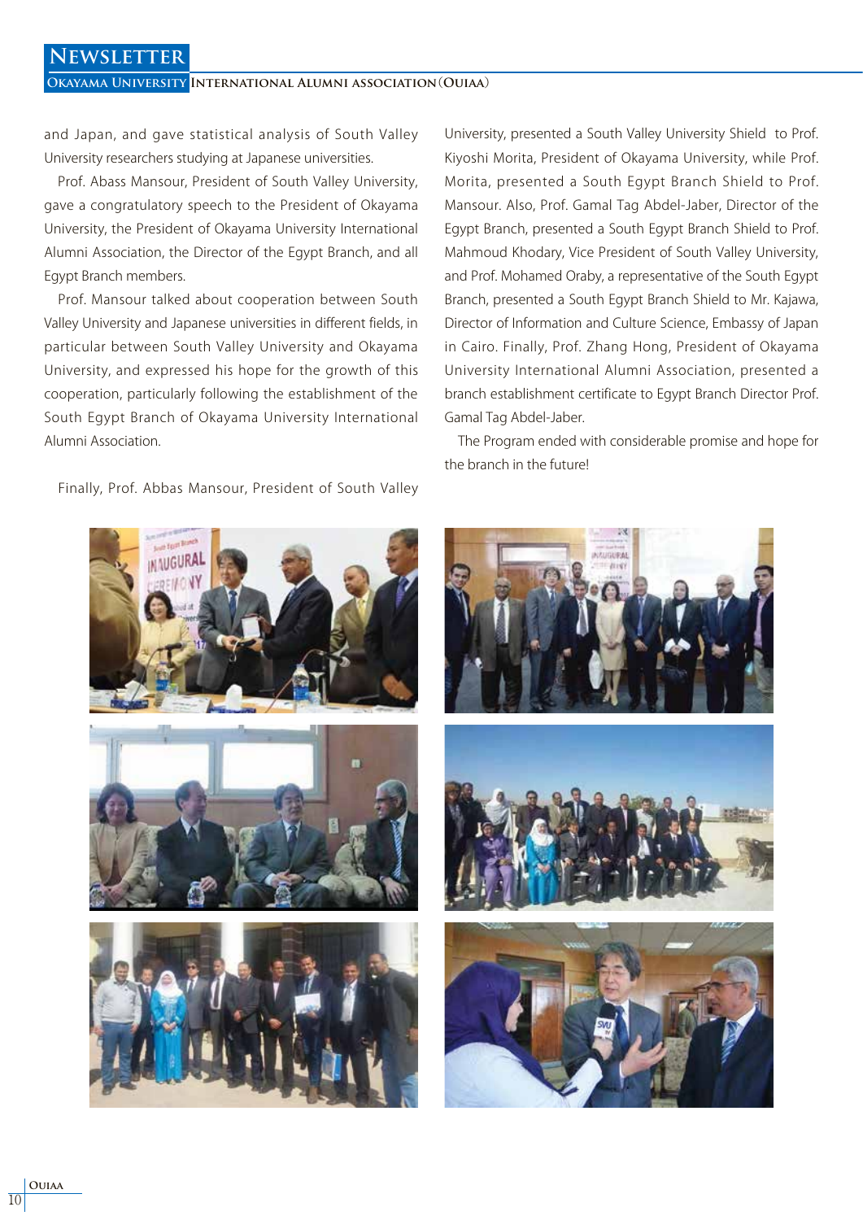and Japan, and gave statistical analysis of South Valley University researchers studying at Japanese universities.

Prof. Abass Mansour, President of South Valley University, gave a congratulatory speech to the President of Okayama University, the President of Okayama University International Alumni Association, the Director of the Egypt Branch, and all Egypt Branch members.

Prof. Mansour talked about cooperation between South Valley University and Japanese universities in different fields, in particular between South Valley University and Okayama University, and expressed his hope for the growth of this cooperation, particularly following the establishment of the South Egypt Branch of Okayama University International Alumni Association.

Finally, Prof. Abbas Mansour, President of South Valley University, presented a South Valley University Shield to Prof. Kiyoshi Morita, President of Okayama University, while Prof. Morita, presented a South Egypt Branch Shield to Prof. Mansour. Also, Prof. Gamal Tag Abdel-Jaber, Director of the Egypt Branch, presented a South Egypt Branch Shield to Prof. Mahmoud Khodary, Vice President of South Valley University, and Prof. Mohamed Oraby, a representative of the South Egypt Branch, presented a South Egypt Branch Shield to Mr. Kajawa, Director of Information and Culture Science, Embassy of Japan in Cairo. Finally, Prof. Zhang Hong, President of Okayama University International Alumni Association, presented a branch establishment certificate to Egypt Branch Director Prof. Gamal Tag Abdel-Jaber.

The Program ended with considerable promise and hope for the branch in the future!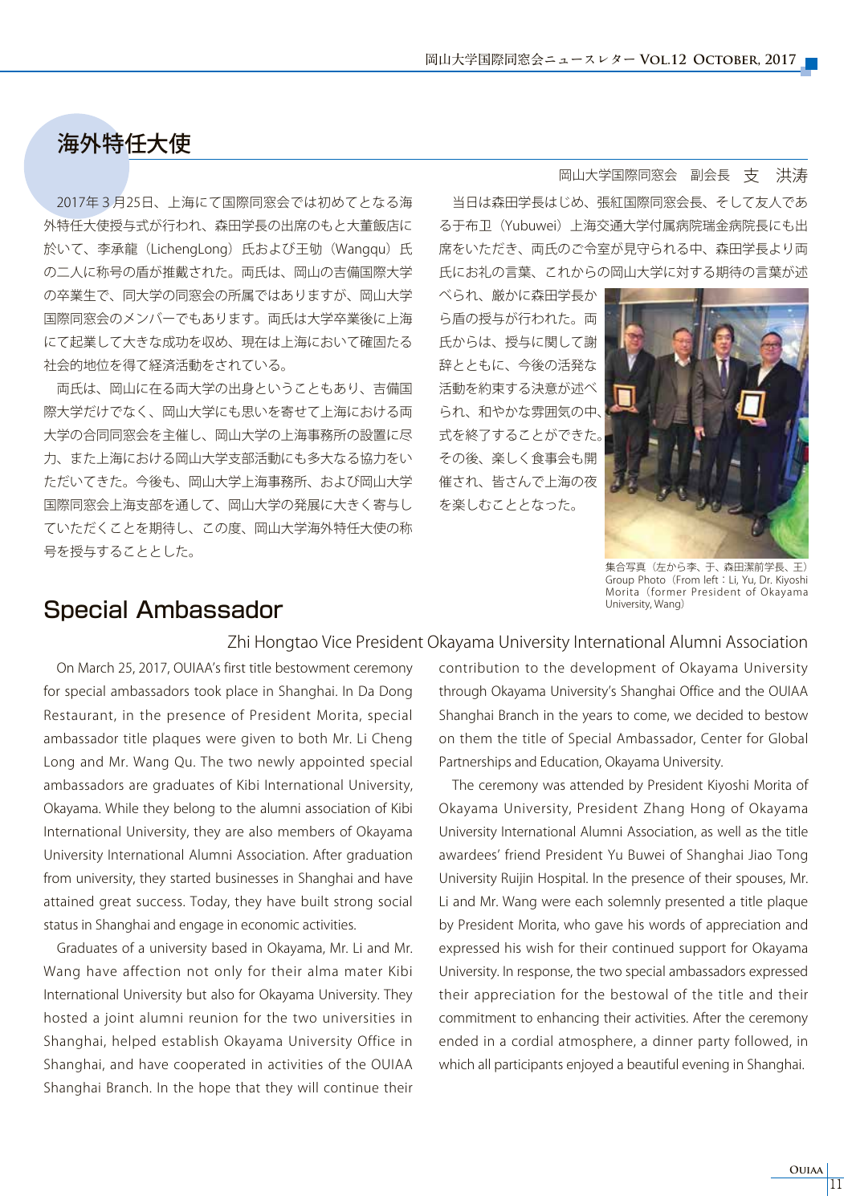# 海外特任大使

岡山大学国際同窓会　副会長　支　洪涛

2017年３月25日、上海にて国際同窓会では初めてとなる海外特任大使授与式が行われ、森田学長の出席のもと大董飯店に於いて、李承龍（LichengLong）氏および王劬（Wangqu）氏の二人に称号の盾が推戴された。両氏は、岡山の吉備国際大学の卒業生で、同大学の同窓会の所属ではありますが、岡山大学国際同窓会のメンバーでもあります。両氏は大学卒業後に上海にて起業して大きな成功を収め、現在は上海において確固たる社会的地位を得て経済活動をされている。

両氏は、岡山に在る両大学の出身ということもあり、吉備国際大学だけでなく、岡山大学にも思いを寄せて上海における両大学の合同同窓会を主催し、岡山大学の上海事務所の設置に尽力、また上海における岡山大学支部活動にも多大なる協力をいただいてきた。今後も、岡山大学上海事務所、および岡山大学国際同窓会上海支部を通して、岡山大学の発展に大きく寄与していただくことを期待し、この度、岡山大学海外特任大使の称号を授与することとした。

当日は森田学長はじめ、張紅国際同窓会長、そして友人である于布卫（Yubuwei）上海交通大学付属病院瑞金病院長にも出席をいただき、両氏のご令室が見守られる中、森田学長より両氏にお礼の言葉、これからの岡山大学に対する期待の言葉が述べられ、厳かに森田学長から盾の授与が行われた。両氏からは、授与に関して謝辞とともに、今後の活発な活動を約束する決意が述べられ、和やかな雰囲気の中、式を終了することができた。その後、楽しく食事会も開催され、皆さんで上海の夜を楽しむこととなった。

集合写真（左から李、于、森田潔前学長、王）
Group Photo（From left：Li, Yu, Dr. Kiyoshi Morita（former President of Okayama University, Wang）

# Special Ambassador

Zhi Hongtao Vice President Okayama University International Alumni Association

On March 25, 2017, OUIAA's first title bestowment ceremony for special ambassadors took place in Shanghai. In Da Dong Restaurant, in the presence of President Morita, special ambassador title plaques were given to both Mr. Li Cheng Long and Mr. Wang Qu. The two newly appointed special ambassadors are graduates of Kibi International University, Okayama. While they belong to the alumni association of Kibi International University, they are also members of Okayama University International Alumni Association. After graduation from university, they started businesses in Shanghai and have attained great success. Today, they have built strong social status in Shanghai and engage in economic activities.

Graduates of a university based in Okayama, Mr. Li and Mr. Wang have affection not only for their alma mater Kibi International University but also for Okayama University. They hosted a joint alumni reunion for the two universities in Shanghai, helped establish Okayama University Office in Shanghai, and have cooperated in activities of the OUIAA Shanghai Branch. In the hope that they will continue their contribution to the development of Okayama University through Okayama University's Shanghai Office and the OUIAA Shanghai Branch in the years to come, we decided to bestow on them the title of Special Ambassador, Center for Global Partnerships and Education, Okayama University.

The ceremony was attended by President Kiyoshi Morita of Okayama University, President Zhang Hong of Okayama University International Alumni Association, as well as the title awardees' friend President Yu Buwei of Shanghai Jiao Tong University Ruijin Hospital. In the presence of their spouses, Mr. Li and Mr. Wang were each solemnly presented a title plaque by President Morita, who gave his words of appreciation and expressed his wish for their continued support for Okayama University. In response, the two special ambassadors expressed their appreciation for the bestowal of the title and their commitment to enhancing their activities. After the ceremony ended in a cordial atmosphere, a dinner party followed, in which all participants enjoyed a beautiful evening in Shanghai.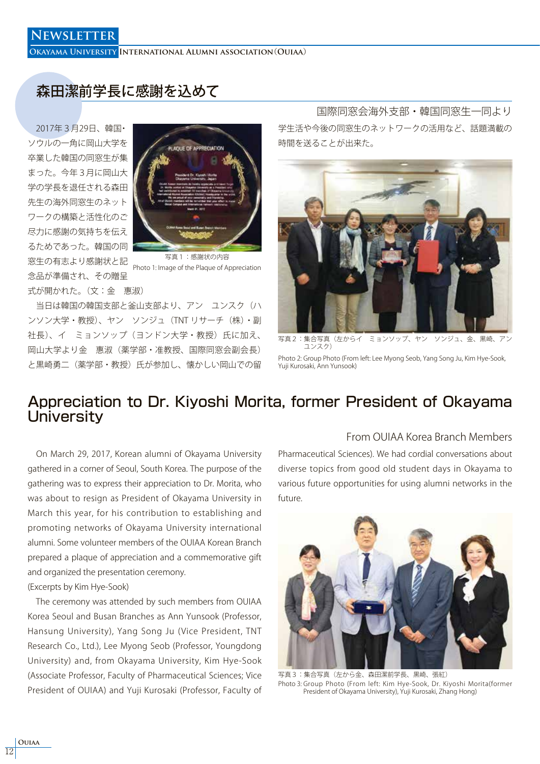# 森田潔前学長に感謝を込めて

国際同窓会海外支部・韓国同窓生一同より

2017年３月29日、韓国・ソウルの一角に岡山大学を卒業した韓国の同窓生が集まった。今年３月に岡山大学の学長を退任される森田先生の海外同窓生のネットワークの構築と活性化のご尽力に感謝の気持ちを伝えるためであった。韓国の同窓生の有志より感謝状と記念品が準備され、その贈呈式が開かれた。（文：金　惠淑）

写真１：感謝状の内容
Photo 1: Image of the Plaque of Appreciation

当日は韓国の韓国支部と釜山支部より、アン　ユンスク（ハンソン大学・教授）、ヤン　ソンジュ（TNT リサーチ（株）・副社長）、イ　ミョンソップ（ヨンドン大学・教授）氏に加え、岡山大学より金　惠淑（薬学部・准教授、国際同窓会副会長）と黒崎勇二（薬学部・教授）氏が参加し、懐かしい岡山での留学生活や今後の同窓生のネットワークの活用など、話題満載の時間を送ることが出来た。

写真２：集合写真（左からイ　ミョンソップ、ヤン　ソンジュ、金、黒崎、アン　ユンスク）
Photo 2: Group Photo (From left: Lee Myong Seob, Yang Song Ju, Kim Hye-Sook, Yuji Kurosaki, Ann Yunsook)

# Appreciation to Dr. Kiyoshi Morita, former President of Okayama University

From OUIAA Korea Branch Members

On March 29, 2017, Korean alumni of Okayama University gathered in a corner of Seoul, South Korea. The purpose of the gathering was to express their appreciation to Dr. Morita, who was about to resign as President of Okayama University in March this year, for his contribution to establishing and promoting networks of Okayama University international alumni. Some volunteer members of the OUIAA Korean Branch prepared a plaque of appreciation and a commemorative gift and organized the presentation ceremony.
(Excerpts by Kim Hye-Sook)

The ceremony was attended by such members from OUIAA Korea Seoul and Busan Branches as Ann Yunsook (Professor, Hansung University), Yang Song Ju (Vice President, TNT Research Co., Ltd.), Lee Myong Seob (Professor, Youngdong University) and, from Okayama University, Kim Hye-Sook (Associate Professor, Faculty of Pharmaceutical Sciences; Vice President of OUIAA) and Yuji Kurosaki (Professor, Faculty of Pharmaceutical Sciences). We had cordial conversations about diverse topics from good old student days in Okayama to various future opportunities for using alumni networks in the future.

写真３：集合写真（左から金、森田潔前学長、黒崎、張紅）
Photo 3: Group Photo (From left: Kim Hye-Sook, Dr. Kiyoshi Morita(former President of Okayama University), Yuji Kurosaki, Zhang Hong)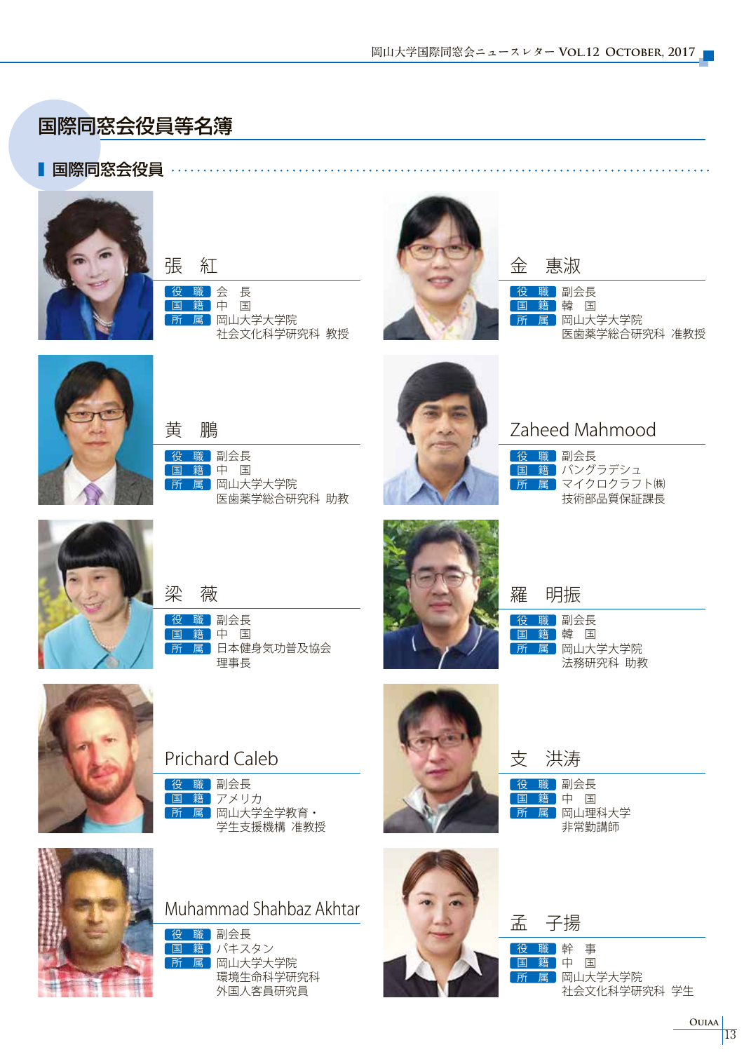# 国際同窓会役員等名簿

## 国際同窓会役員

### 張 紅

- 役職　会　長
- 国籍　中　国
- 所属　岡山大学大学院
  社会文化科学研究科 教授

### 金 恵淑

- 役職　副会長
- 国籍　韓　国
- 所属　岡山大学大学院
  医歯薬学総合研究科 准教授

### 黄 鵬

- 役職　副会長
- 国籍　中　国
- 所属　岡山大学大学院
  医歯薬学総合研究科 助教

### Zaheed Mahmood

- 役職　副会長
- 国籍　バングラデシュ
- 所属　マイクロクラフト㈱
  技術部品質保証課長

### 梁 薇

- 役職　副会長
- 国籍　中　国
- 所属　日本健身気功普及協会
  理事長

### 羅 明振

- 役職　副会長
- 国籍　韓　国
- 所属　岡山大学大学院
  法務研究科 助教

### Prichard Caleb

- 役職　副会長
- 国籍　アメリカ
- 所属　岡山大学全学教育・
  学生支援機構 准教授

### 支 洪涛

- 役職　副会長
- 国籍　中　国
- 所属　岡山理科大学
  非常勤講師

### Muhammad Shahbaz Akhtar

- 役職　副会長
- 国籍　パキスタン
- 所属　岡山大学大学院
  環境生命科学研究科
  外国人客員研究員

### 孟 子揚

- 役職　幹　事
- 国籍　中　国
- 所属　岡山大学大学院
  社会文化科学研究科 学生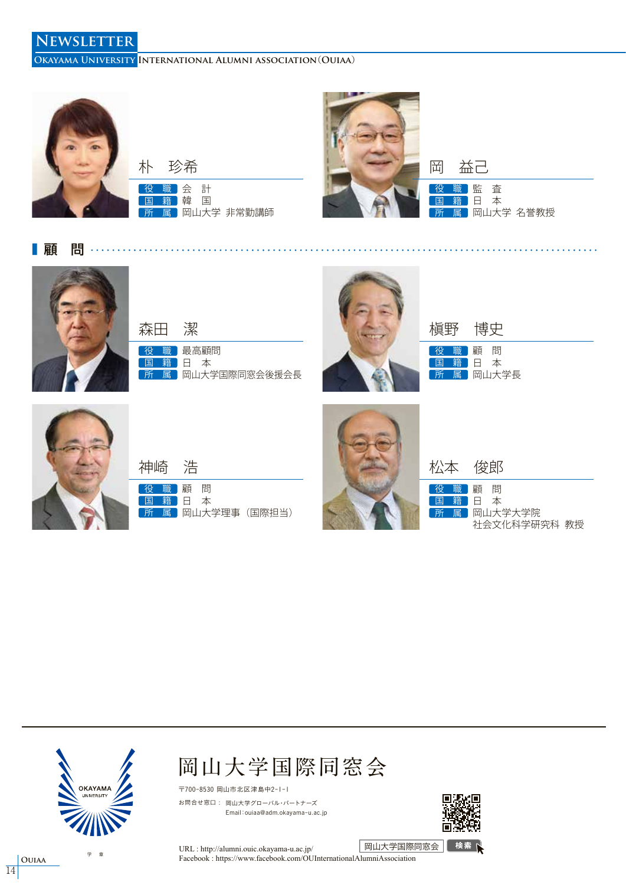朴　珍希

役　職　会　計
国　籍　韓　国
所　属　岡山大学 非常勤講師

岡　益己

役　職　監　査
国　籍　日　本
所　属　岡山大学 名誉教授

## 顧　問

森田　潔

役　職　最高顧問
国　籍　日　本
所　属　岡山大学国際同窓会後援会長

槇野　博史

役　職　顧　問
国　籍　日　本
所　属　岡山大学長

神崎　浩

役　職　顧　問
国　籍　日　本
所　属　岡山大学理事（国際担当）

松本　俊郎

役　職　顧　問
国　籍　日　本
所　属　岡山大学大学院
社会文化科学研究科 教授

---

OKAYAMA UNIVERSITY

学　章

# 岡山大学国際同窓会

〒700-8530 岡山市北区津島中2-1-1

お問合せ窓口： 岡山大学グローバル・パートナーズ
Email：ouiaa@adm.okayama-u.ac.jp

URL : http://alumni.ouic.okayama-u.ac.jp/
Facebook : https://www.facebook.com/OUInternationalAlumniAssociation

岡山大学国際同窓会　検索